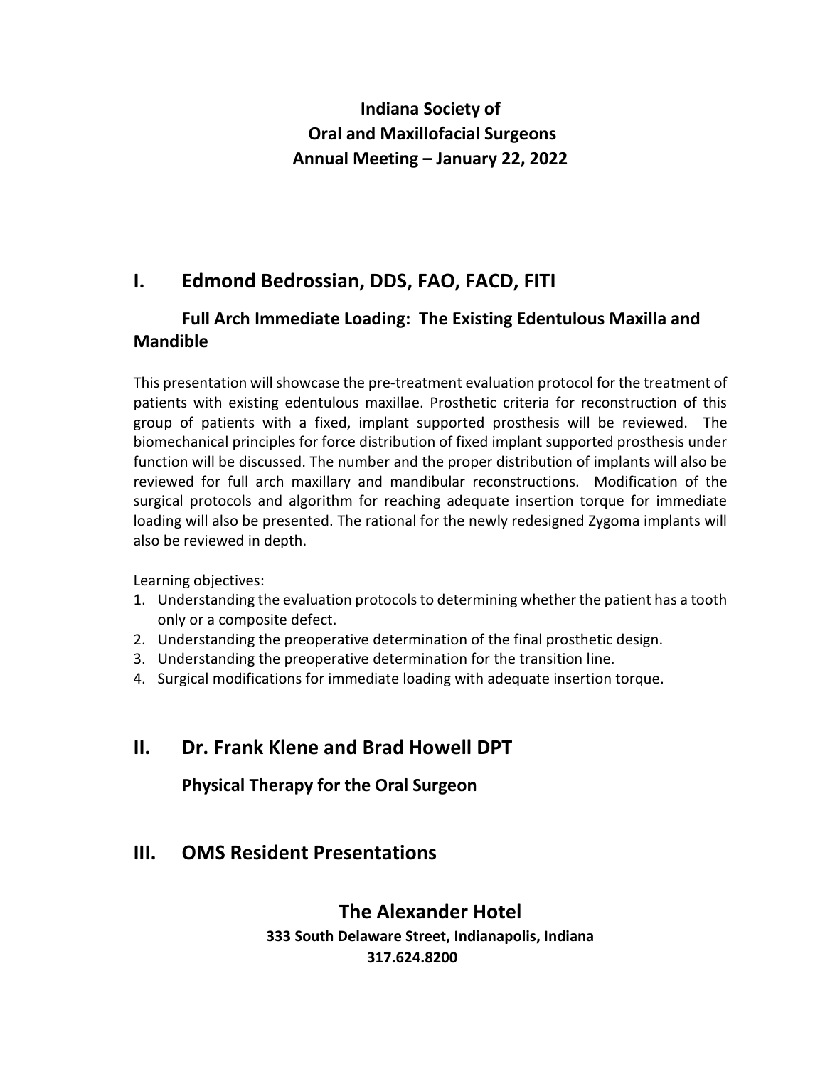# Indiana Society of Oral and Maxillofacial Surgeons Annual Meeting – January 22, 2022

## I. Edmond Bedrossian, DDS, FAO, FACD, FITI

### Full Arch Immediate Loading: The Existing Edentulous Maxilla and Mandible

This presentation will showcase the pre-treatment evaluation protocol for the treatment of patients with existing edentulous maxillae. Prosthetic criteria for reconstruction of this group of patients with a fixed, implant supported prosthesis will be reviewed. The biomechanical principles for force distribution of fixed implant supported prosthesis under function will be discussed. The number and the proper distribution of implants will also be reviewed for full arch maxillary and mandibular reconstructions. Modification of the surgical protocols and algorithm for reaching adequate insertion torque for immediate loading will also be presented. The rational for the newly redesigned Zygoma implants will also be reviewed in depth.

Learning objectives:

1. Understanding the evaluation protocols to determining whether the patient has a tooth only or a composite defect.
2. Understanding the preoperative determination of the final prosthetic design.
3. Understanding the preoperative determination for the transition line.
4. Surgical modifications for immediate loading with adequate insertion torque.

## II. Dr. Frank Klene and Brad Howell DPT

### Physical Therapy for the Oral Surgeon

## III. OMS Resident Presentations

## The Alexander Hotel

**333 South Delaware Street, Indianapolis, Indiana**
**317.624.8200**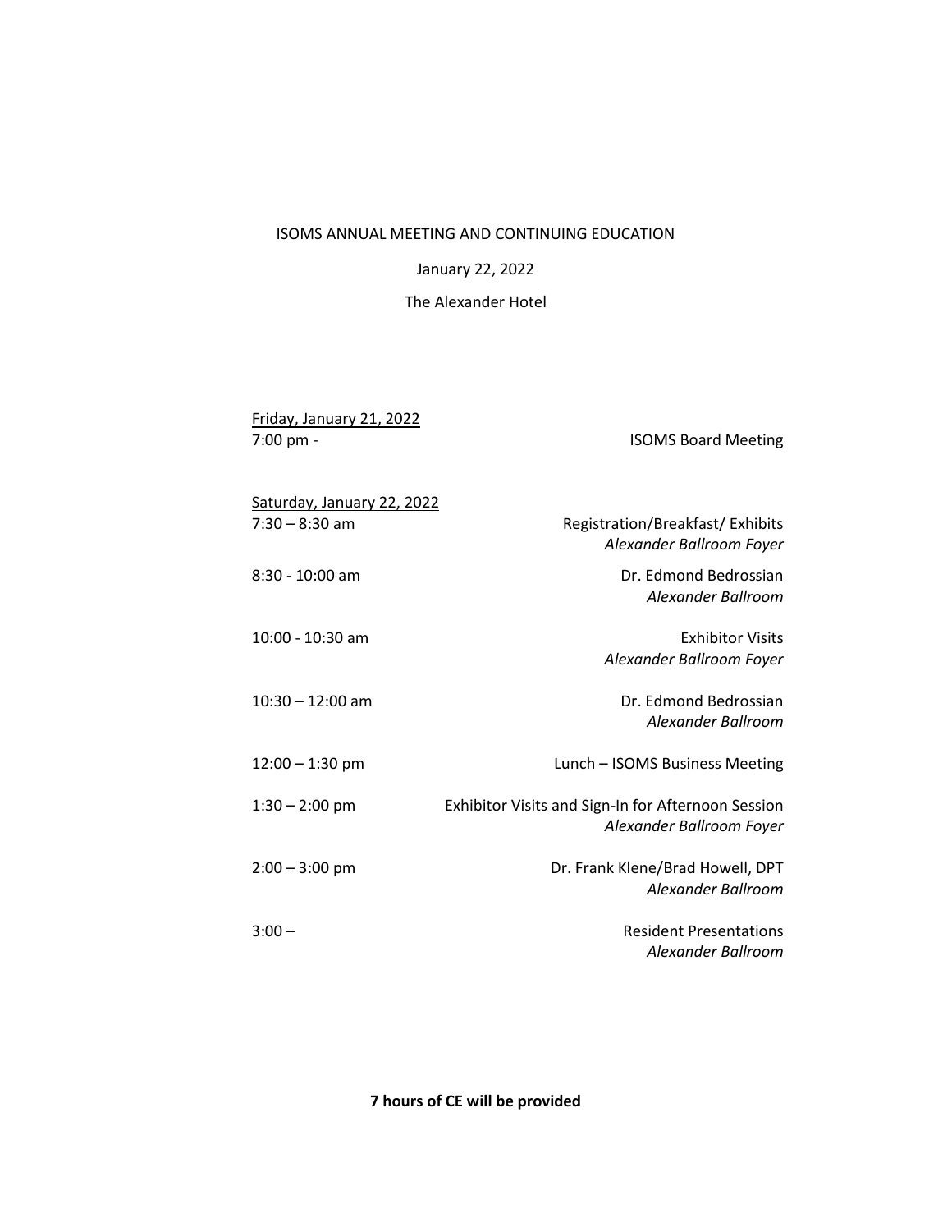# ISOMS ANNUAL MEETING AND CONTINUING EDUCATION

January 22, 2022

The Alexander Hotel

<u>Friday, January 21, 2022</u>

| | |
|---|---|
| 7:00 pm - | ISOMS Board Meeting |

<u>Saturday, January 22, 2022</u>

| | |
|---|---|
| 7:30 – 8:30 am | Registration/Breakfast/ Exhibits<br>*Alexander Ballroom Foyer* |
| 8:30 - 10:00 am | Dr. Edmond Bedrossian<br>*Alexander Ballroom* |
| 10:00 - 10:30 am | Exhibitor Visits<br>*Alexander Ballroom Foyer* |
| 10:30 – 12:00 am | Dr. Edmond Bedrossian<br>*Alexander Ballroom* |
| 12:00 – 1:30 pm | Lunch – ISOMS Business Meeting |
| 1:30 – 2:00 pm | Exhibitor Visits and Sign-In for Afternoon Session<br>*Alexander Ballroom Foyer* |
| 2:00 – 3:00 pm | Dr. Frank Klene/Brad Howell, DPT<br>*Alexander Ballroom* |
| 3:00 – | Resident Presentations<br>*Alexander Ballroom* |

**7 hours of CE will be provided**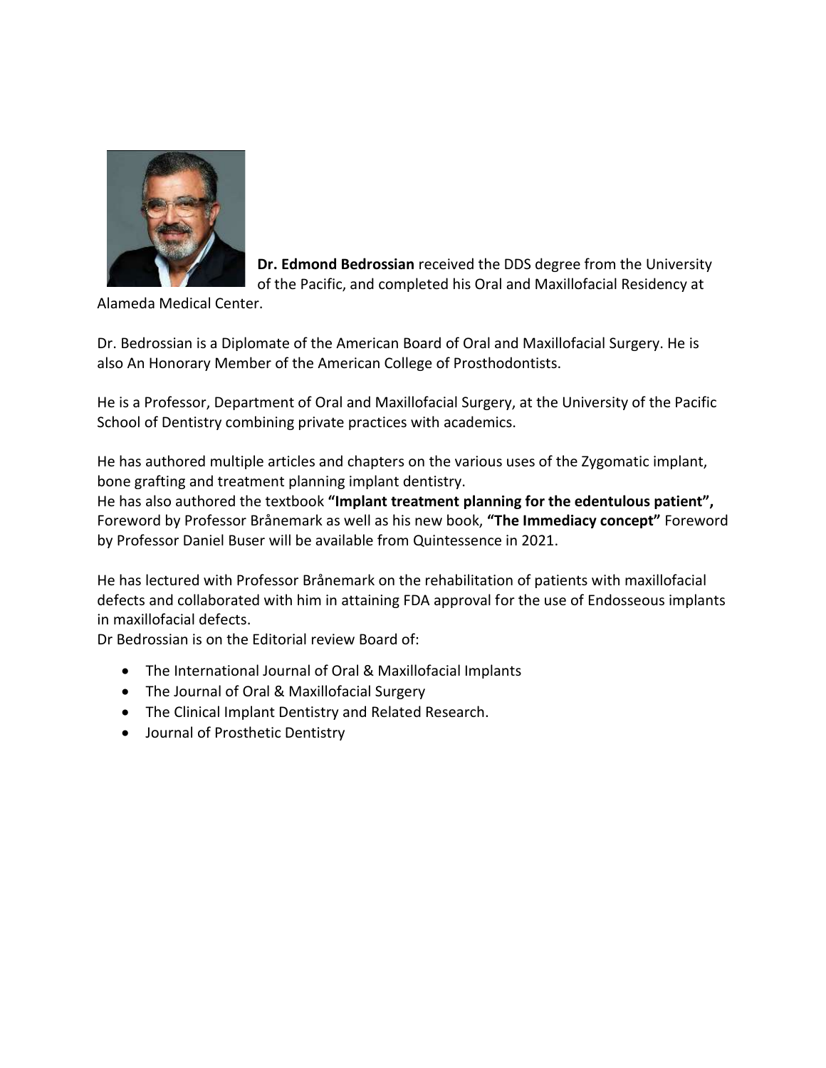**Dr. Edmond Bedrossian** received the DDS degree from the University of the Pacific, and completed his Oral and Maxillofacial Residency at Alameda Medical Center.

Dr. Bedrossian is a Diplomate of the American Board of Oral and Maxillofacial Surgery. He is also An Honorary Member of the American College of Prosthodontists.

He is a Professor, Department of Oral and Maxillofacial Surgery, at the University of the Pacific School of Dentistry combining private practices with academics.

He has authored multiple articles and chapters on the various uses of the Zygomatic implant, bone grafting and treatment planning implant dentistry.
He has also authored the textbook **"Implant treatment planning for the edentulous patient",** Foreword by Professor Brånemark as well as his new book, **"The Immediacy concept"** Foreword by Professor Daniel Buser will be available from Quintessence in 2021.

He has lectured with Professor Brånemark on the rehabilitation of patients with maxillofacial defects and collaborated with him in attaining FDA approval for the use of Endosseous implants in maxillofacial defects.
Dr Bedrossian is on the Editorial review Board of:

- The International Journal of Oral & Maxillofacial Implants
- The Journal of Oral & Maxillofacial Surgery
- The Clinical Implant Dentistry and Related Research.
- Journal of Prosthetic Dentistry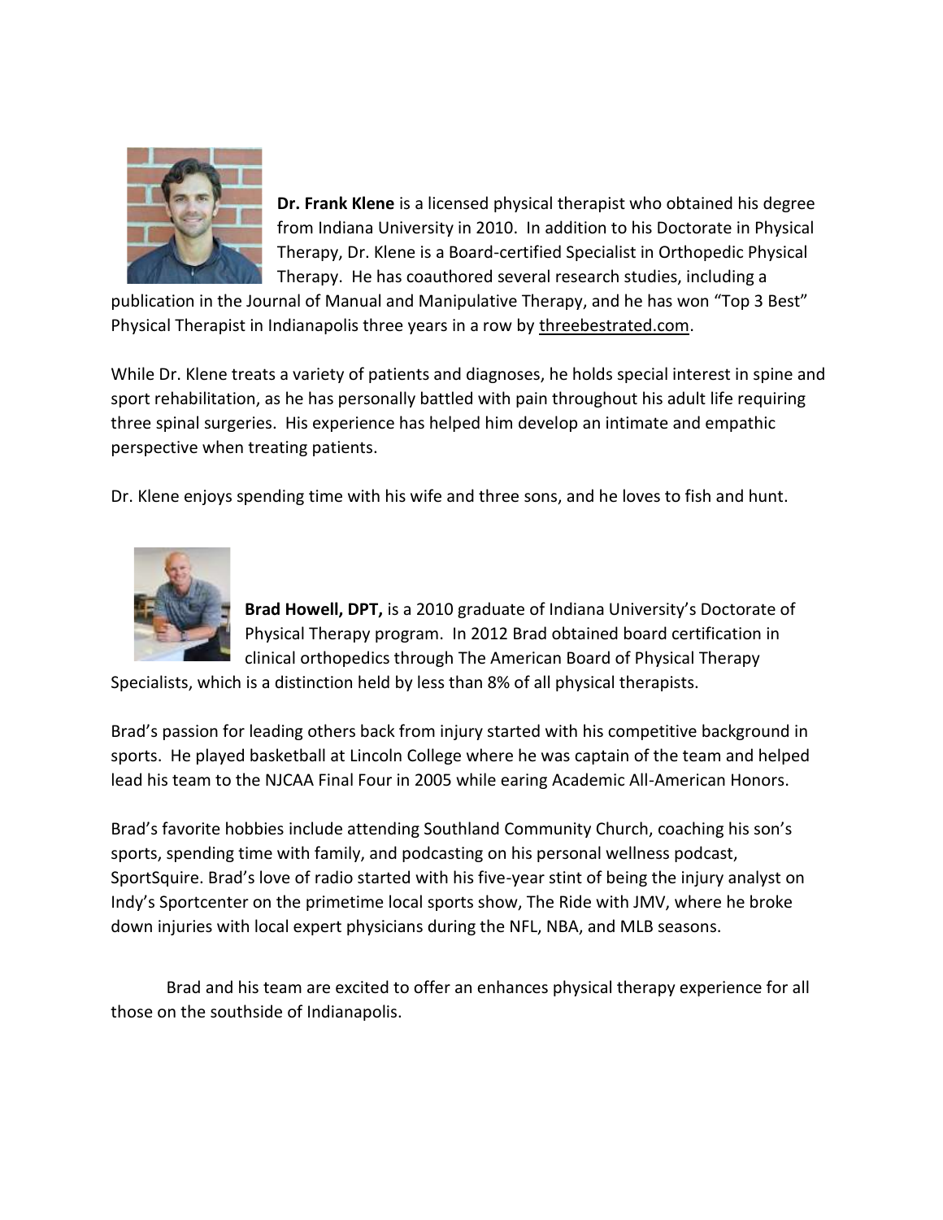**Dr. Frank Klene** is a licensed physical therapist who obtained his degree from Indiana University in 2010. In addition to his Doctorate in Physical Therapy, Dr. Klene is a Board-certified Specialist in Orthopedic Physical Therapy. He has coauthored several research studies, including a publication in the Journal of Manual and Manipulative Therapy, and he has won "Top 3 Best" Physical Therapist in Indianapolis three years in a row by threebestrated.com.

While Dr. Klene treats a variety of patients and diagnoses, he holds special interest in spine and sport rehabilitation, as he has personally battled with pain throughout his adult life requiring three spinal surgeries. His experience has helped him develop an intimate and empathic perspective when treating patients.

Dr. Klene enjoys spending time with his wife and three sons, and he loves to fish and hunt.

**Brad Howell, DPT,** is a 2010 graduate of Indiana University's Doctorate of Physical Therapy program. In 2012 Brad obtained board certification in clinical orthopedics through The American Board of Physical Therapy Specialists, which is a distinction held by less than 8% of all physical therapists.

Brad's passion for leading others back from injury started with his competitive background in sports. He played basketball at Lincoln College where he was captain of the team and helped lead his team to the NJCAA Final Four in 2005 while earing Academic All-American Honors.

Brad's favorite hobbies include attending Southland Community Church, coaching his son's sports, spending time with family, and podcasting on his personal wellness podcast, SportSquire. Brad's love of radio started with his five-year stint of being the injury analyst on Indy's Sportcenter on the primetime local sports show, The Ride with JMV, where he broke down injuries with local expert physicians during the NFL, NBA, and MLB seasons.

Brad and his team are excited to offer an enhances physical therapy experience for all those on the southside of Indianapolis.